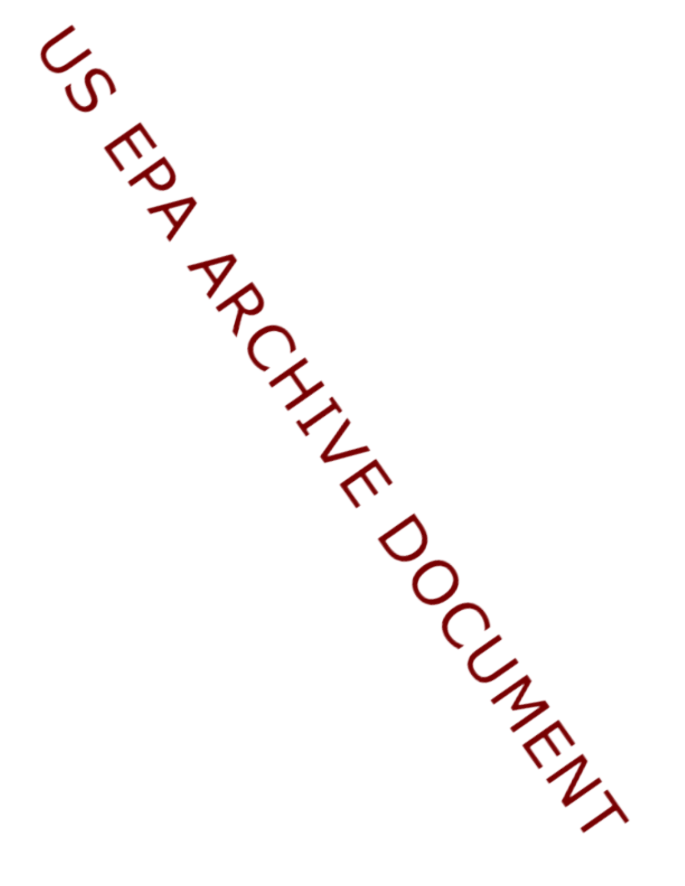US EPA ARCHIVE DOCUMENT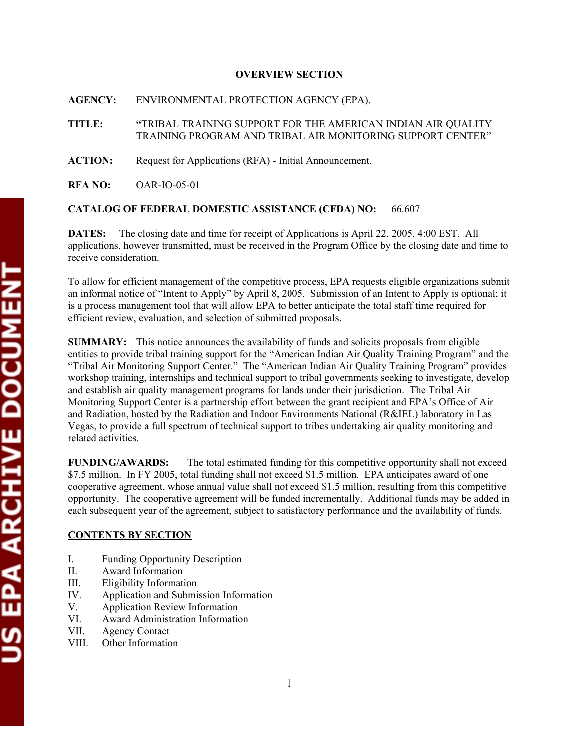# OVERVIEW SECTION

**AGENCY:** ENVIRONMENTAL PROTECTION AGENCY (EPA).

**TITLE:** **"**TRIBAL TRAINING SUPPORT FOR THE AMERICAN INDIAN AIR QUALITY TRAINING PROGRAM AND TRIBAL AIR MONITORING SUPPORT CENTER"

**ACTION:** Request for Applications (RFA) - Initial Announcement.

**RFA NO:** OAR-IO-05-01

**CATALOG OF FEDERAL DOMESTIC ASSISTANCE (CFDA) NO:** 66.607

**DATES:** The closing date and time for receipt of Applications is April 22, 2005, 4:00 EST. All applications, however transmitted, must be received in the Program Office by the closing date and time to receive consideration.

To allow for efficient management of the competitive process, EPA requests eligible organizations submit an informal notice of "Intent to Apply" by April 8, 2005. Submission of an Intent to Apply is optional; it is a process management tool that will allow EPA to better anticipate the total staff time required for efficient review, evaluation, and selection of submitted proposals.

**SUMMARY:** This notice announces the availability of funds and solicits proposals from eligible entities to provide tribal training support for the "American Indian Air Quality Training Program" and the "Tribal Air Monitoring Support Center." The "American Indian Air Quality Training Program" provides workshop training, internships and technical support to tribal governments seeking to investigate, develop and establish air quality management programs for lands under their jurisdiction. The Tribal Air Monitoring Support Center is a partnership effort between the grant recipient and EPA's Office of Air and Radiation, hosted by the Radiation and Indoor Environments National (R&IEL) laboratory in Las Vegas, to provide a full spectrum of technical support to tribes undertaking air quality monitoring and related activities.

**FUNDING/AWARDS:** The total estimated funding for this competitive opportunity shall not exceed $7.5 million. In FY 2005, total funding shall not exceed $1.5 million. EPA anticipates award of one cooperative agreement, whose annual value shall not exceed $1.5 million, resulting from this competitive opportunity. The cooperative agreement will be funded incrementally. Additional funds may be added in each subsequent year of the agreement, subject to satisfactory performance and the availability of funds.

## CONTENTS BY SECTION

I. Funding Opportunity Description
II. Award Information
III. Eligibility Information
IV. Application and Submission Information
V. Application Review Information
VI. Award Administration Information
VII. Agency Contact
VIII. Other Information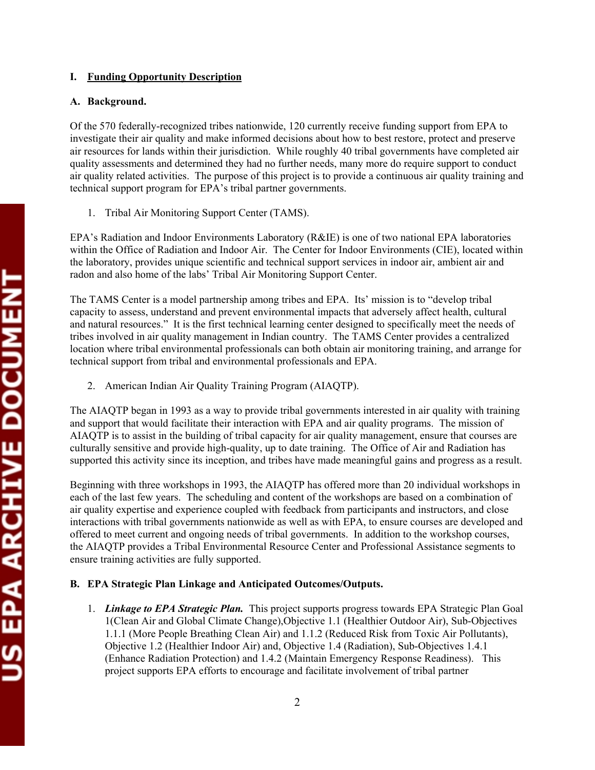## I. Funding Opportunity Description

### A. Background.

Of the 570 federally-recognized tribes nationwide, 120 currently receive funding support from EPA to investigate their air quality and make informed decisions about how to best restore, protect and preserve air resources for lands within their jurisdiction. While roughly 40 tribal governments have completed air quality assessments and determined they had no further needs, many more do require support to conduct air quality related activities. The purpose of this project is to provide a continuous air quality training and technical support program for EPA's tribal partner governments.

1. Tribal Air Monitoring Support Center (TAMS).

EPA's Radiation and Indoor Environments Laboratory (R&IE) is one of two national EPA laboratories within the Office of Radiation and Indoor Air. The Center for Indoor Environments (CIE), located within the laboratory, provides unique scientific and technical support services in indoor air, ambient air and radon and also home of the labs' Tribal Air Monitoring Support Center.

The TAMS Center is a model partnership among tribes and EPA. Its' mission is to "develop tribal capacity to assess, understand and prevent environmental impacts that adversely affect health, cultural and natural resources." It is the first technical learning center designed to specifically meet the needs of tribes involved in air quality management in Indian country. The TAMS Center provides a centralized location where tribal environmental professionals can both obtain air monitoring training, and arrange for technical support from tribal and environmental professionals and EPA.

2. American Indian Air Quality Training Program (AIAQTP).

The AIAQTP began in 1993 as a way to provide tribal governments interested in air quality with training and support that would facilitate their interaction with EPA and air quality programs. The mission of AIAQTP is to assist in the building of tribal capacity for air quality management, ensure that courses are culturally sensitive and provide high-quality, up to date training. The Office of Air and Radiation has supported this activity since its inception, and tribes have made meaningful gains and progress as a result.

Beginning with three workshops in 1993, the AIAQTP has offered more than 20 individual workshops in each of the last few years. The scheduling and content of the workshops are based on a combination of air quality expertise and experience coupled with feedback from participants and instructors, and close interactions with tribal governments nationwide as well as with EPA, to ensure courses are developed and offered to meet current and ongoing needs of tribal governments. In addition to the workshop courses, the AIAQTP provides a Tribal Environmental Resource Center and Professional Assistance segments to ensure training activities are fully supported.

### B. EPA Strategic Plan Linkage and Anticipated Outcomes/Outputs.

1. ***Linkage to EPA Strategic Plan.*** This project supports progress towards EPA Strategic Plan Goal 1(Clean Air and Global Climate Change),Objective 1.1 (Healthier Outdoor Air), Sub-Objectives 1.1.1 (More People Breathing Clean Air) and 1.1.2 (Reduced Risk from Toxic Air Pollutants), Objective 1.2 (Healthier Indoor Air) and, Objective 1.4 (Radiation), Sub-Objectives 1.4.1 (Enhance Radiation Protection) and 1.4.2 (Maintain Emergency Response Readiness). This project supports EPA efforts to encourage and facilitate involvement of tribal partner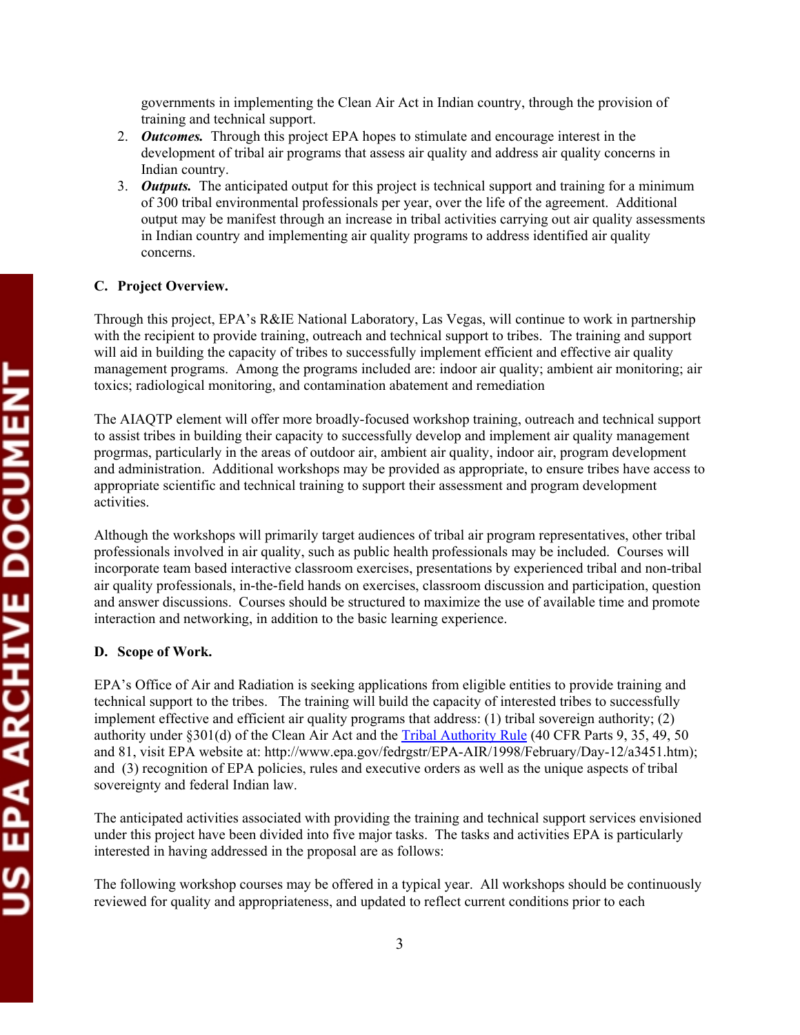governments in implementing the Clean Air Act in Indian country, through the provision of training and technical support.

2. ***Outcomes.*** Through this project EPA hopes to stimulate and encourage interest in the development of tribal air programs that assess air quality and address air quality concerns in Indian country.
3. ***Outputs.*** The anticipated output for this project is technical support and training for a minimum of 300 tribal environmental professionals per year, over the life of the agreement. Additional output may be manifest through an increase in tribal activities carrying out air quality assessments in Indian country and implementing air quality programs to address identified air quality concerns.

**C. Project Overview.**

Through this project, EPA's R&IE National Laboratory, Las Vegas, will continue to work in partnership with the recipient to provide training, outreach and technical support to tribes. The training and support will aid in building the capacity of tribes to successfully implement efficient and effective air quality management programs. Among the programs included are: indoor air quality; ambient air monitoring; air toxics; radiological monitoring, and contamination abatement and remediation

The AIAQTP element will offer more broadly-focused workshop training, outreach and technical support to assist tribes in building their capacity to successfully develop and implement air quality management progrmas, particularly in the areas of outdoor air, ambient air quality, indoor air, program development and administration. Additional workshops may be provided as appropriate, to ensure tribes have access to appropriate scientific and technical training to support their assessment and program development activities.

Although the workshops will primarily target audiences of tribal air program representatives, other tribal professionals involved in air quality, such as public health professionals may be included. Courses will incorporate team based interactive classroom exercises, presentations by experienced tribal and non-tribal air quality professionals, in-the-field hands on exercises, classroom discussion and participation, question and answer discussions. Courses should be structured to maximize the use of available time and promote interaction and networking, in addition to the basic learning experience.

**D. Scope of Work.**

EPA's Office of Air and Radiation is seeking applications from eligible entities to provide training and technical support to the tribes. The training will build the capacity of interested tribes to successfully implement effective and efficient air quality programs that address: (1) tribal sovereign authority; (2) authority under §301(d) of the Clean Air Act and the Tribal Authority Rule (40 CFR Parts 9, 35, 49, 50 and 81, visit EPA website at: http://www.epa.gov/fedrgstr/EPA-AIR/1998/February/Day-12/a3451.htm); and (3) recognition of EPA policies, rules and executive orders as well as the unique aspects of tribal sovereignty and federal Indian law.

The anticipated activities associated with providing the training and technical support services envisioned under this project have been divided into five major tasks. The tasks and activities EPA is particularly interested in having addressed in the proposal are as follows:

The following workshop courses may be offered in a typical year. All workshops should be continuously reviewed for quality and appropriateness, and updated to reflect current conditions prior to each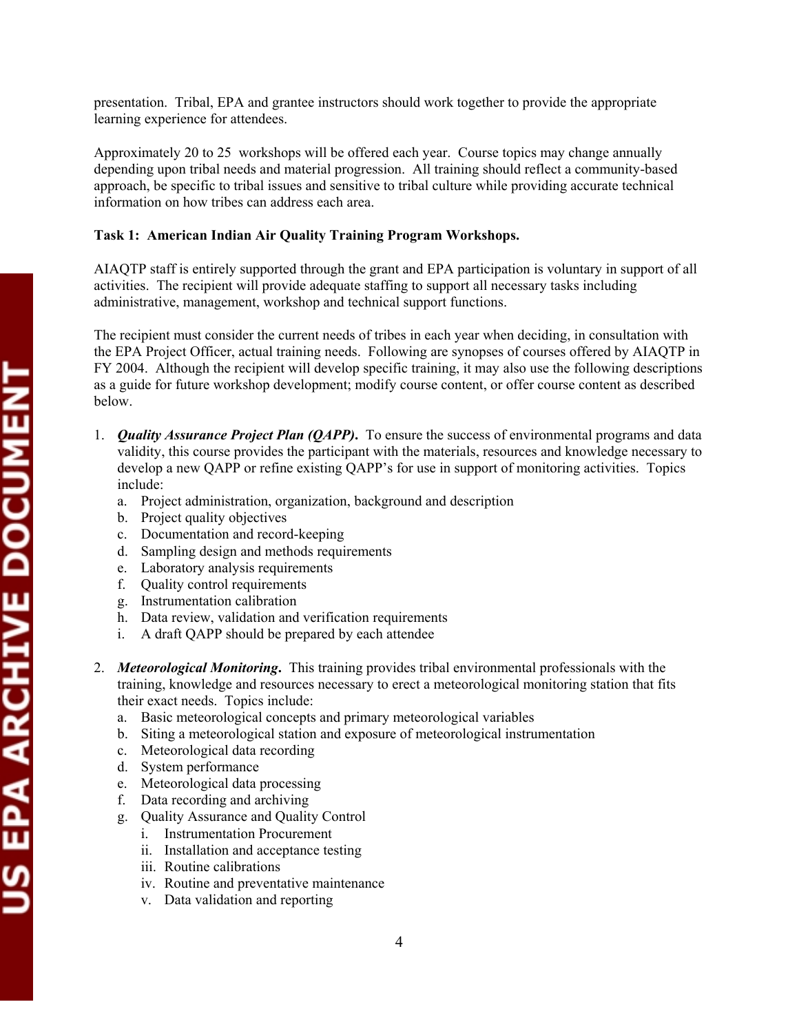presentation. Tribal, EPA and grantee instructors should work together to provide the appropriate learning experience for attendees.

Approximately 20 to 25 workshops will be offered each year. Course topics may change annually depending upon tribal needs and material progression. All training should reflect a community-based approach, be specific to tribal issues and sensitive to tribal culture while providing accurate technical information on how tribes can address each area.

**Task 1: American Indian Air Quality Training Program Workshops.**

AIAQTP staff is entirely supported through the grant and EPA participation is voluntary in support of all activities. The recipient will provide adequate staffing to support all necessary tasks including administrative, management, workshop and technical support functions.

The recipient must consider the current needs of tribes in each year when deciding, in consultation with the EPA Project Officer, actual training needs. Following are synopses of courses offered by AIAQTP in FY 2004. Although the recipient will develop specific training, it may also use the following descriptions as a guide for future workshop development; modify course content, or offer course content as described below.

1. ***Quality Assurance Project Plan (QAPP).*** To ensure the success of environmental programs and data validity, this course provides the participant with the materials, resources and knowledge necessary to develop a new QAPP or refine existing QAPP's for use in support of monitoring activities. Topics include:
   a. Project administration, organization, background and description
   b. Project quality objectives
   c. Documentation and record-keeping
   d. Sampling design and methods requirements
   e. Laboratory analysis requirements
   f. Quality control requirements
   g. Instrumentation calibration
   h. Data review, validation and verification requirements
   i. A draft QAPP should be prepared by each attendee

2. ***Meteorological Monitoring.*** This training provides tribal environmental professionals with the training, knowledge and resources necessary to erect a meteorological monitoring station that fits their exact needs. Topics include:
   a. Basic meteorological concepts and primary meteorological variables
   b. Siting a meteorological station and exposure of meteorological instrumentation
   c. Meteorological data recording
   d. System performance
   e. Meteorological data processing
   f. Data recording and archiving
   g. Quality Assurance and Quality Control
      i. Instrumentation Procurement
      ii. Installation and acceptance testing
      iii. Routine calibrations
      iv. Routine and preventative maintenance
      v. Data validation and reporting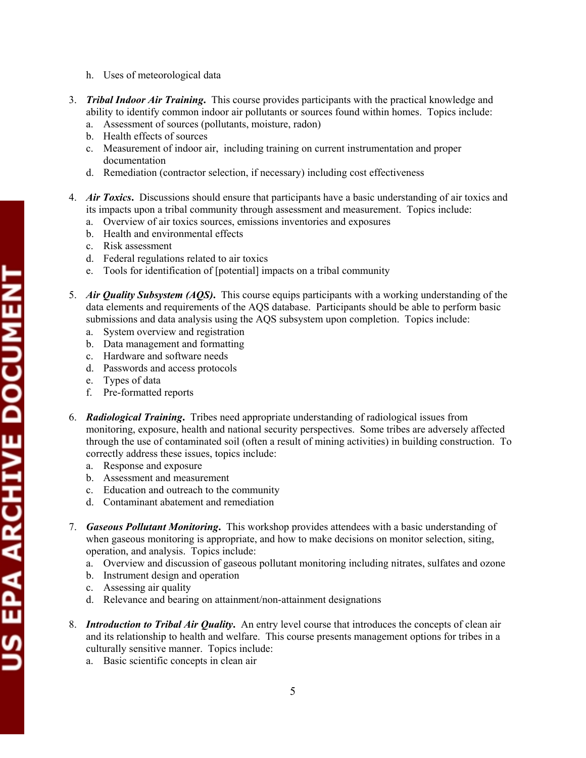h. Uses of meteorological data

3. ***Tribal Indoor Air Training.*** This course provides participants with the practical knowledge and ability to identify common indoor air pollutants or sources found within homes. Topics include:
   a. Assessment of sources (pollutants, moisture, radon)
   b. Health effects of sources
   c. Measurement of indoor air, including training on current instrumentation and proper documentation
   d. Remediation (contractor selection, if necessary) including cost effectiveness

4. ***Air Toxics.*** Discussions should ensure that participants have a basic understanding of air toxics and its impacts upon a tribal community through assessment and measurement. Topics include:
   a. Overview of air toxics sources, emissions inventories and exposures
   b. Health and environmental effects
   c. Risk assessment
   d. Federal regulations related to air toxics
   e. Tools for identification of [potential] impacts on a tribal community

5. ***Air Quality Subsystem (AQS).*** This course equips participants with a working understanding of the data elements and requirements of the AQS database. Participants should be able to perform basic submissions and data analysis using the AQS subsystem upon completion. Topics include:
   a. System overview and registration
   b. Data management and formatting
   c. Hardware and software needs
   d. Passwords and access protocols
   e. Types of data
   f. Pre-formatted reports

6. ***Radiological Training.*** Tribes need appropriate understanding of radiological issues from monitoring, exposure, health and national security perspectives. Some tribes are adversely affected through the use of contaminated soil (often a result of mining activities) in building construction. To correctly address these issues, topics include:
   a. Response and exposure
   b. Assessment and measurement
   c. Education and outreach to the community
   d. Contaminant abatement and remediation

7. ***Gaseous Pollutant Monitoring.*** This workshop provides attendees with a basic understanding of when gaseous monitoring is appropriate, and how to make decisions on monitor selection, siting, operation, and analysis. Topics include:
   a. Overview and discussion of gaseous pollutant monitoring including nitrates, sulfates and ozone
   b. Instrument design and operation
   c. Assessing air quality
   d. Relevance and bearing on attainment/non-attainment designations

8. ***Introduction to Tribal Air Quality.*** An entry level course that introduces the concepts of clean air and its relationship to health and welfare. This course presents management options for tribes in a culturally sensitive manner. Topics include:
   a. Basic scientific concepts in clean air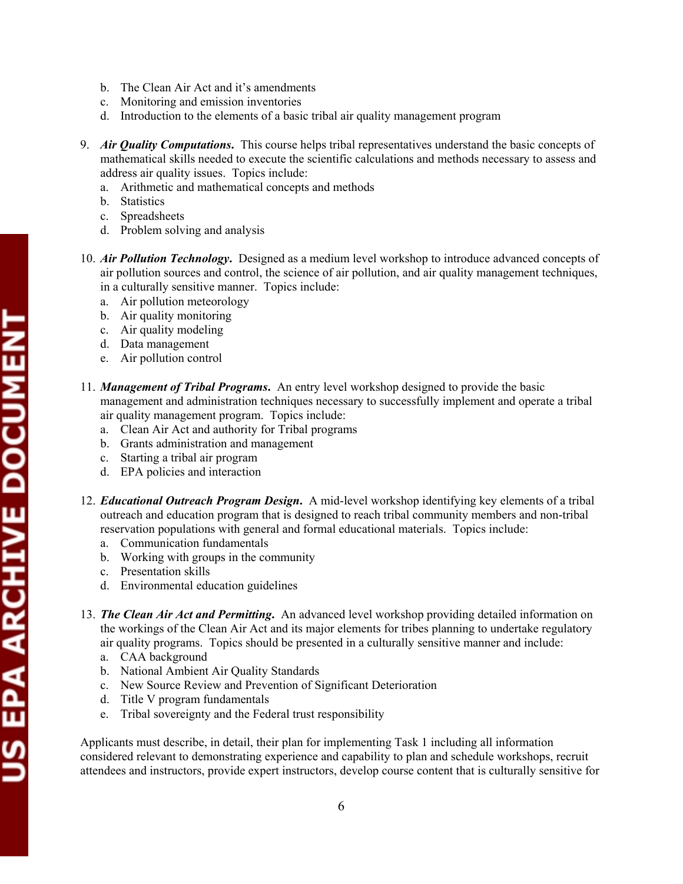b. The Clean Air Act and it's amendments
   c. Monitoring and emission inventories
   d. Introduction to the elements of a basic tribal air quality management program

9. ***Air Quality Computations***. This course helps tribal representatives understand the basic concepts of mathematical skills needed to execute the scientific calculations and methods necessary to assess and address air quality issues. Topics include:
   a. Arithmetic and mathematical concepts and methods
   b. Statistics
   c. Spreadsheets
   d. Problem solving and analysis

10. ***Air Pollution Technology***. Designed as a medium level workshop to introduce advanced concepts of air pollution sources and control, the science of air pollution, and air quality management techniques, in a culturally sensitive manner. Topics include:
    a. Air pollution meteorology
    b. Air quality monitoring
    c. Air quality modeling
    d. Data management
    e. Air pollution control

11. ***Management of Tribal Programs***. An entry level workshop designed to provide the basic management and administration techniques necessary to successfully implement and operate a tribal air quality management program. Topics include:
    a. Clean Air Act and authority for Tribal programs
    b. Grants administration and management
    c. Starting a tribal air program
    d. EPA policies and interaction

12. ***Educational Outreach Program Design***. A mid-level workshop identifying key elements of a tribal outreach and education program that is designed to reach tribal community members and non-tribal reservation populations with general and formal educational materials. Topics include:
    a. Communication fundamentals
    b. Working with groups in the community
    c. Presentation skills
    d. Environmental education guidelines

13. ***The Clean Air Act and Permitting***. An advanced level workshop providing detailed information on the workings of the Clean Air Act and its major elements for tribes planning to undertake regulatory air quality programs. Topics should be presented in a culturally sensitive manner and include:
    a. CAA background
    b. National Ambient Air Quality Standards
    c. New Source Review and Prevention of Significant Deterioration
    d. Title V program fundamentals
    e. Tribal sovereignty and the Federal trust responsibility

Applicants must describe, in detail, their plan for implementing Task 1 including all information considered relevant to demonstrating experience and capability to plan and schedule workshops, recruit attendees and instructors, provide expert instructors, develop course content that is culturally sensitive for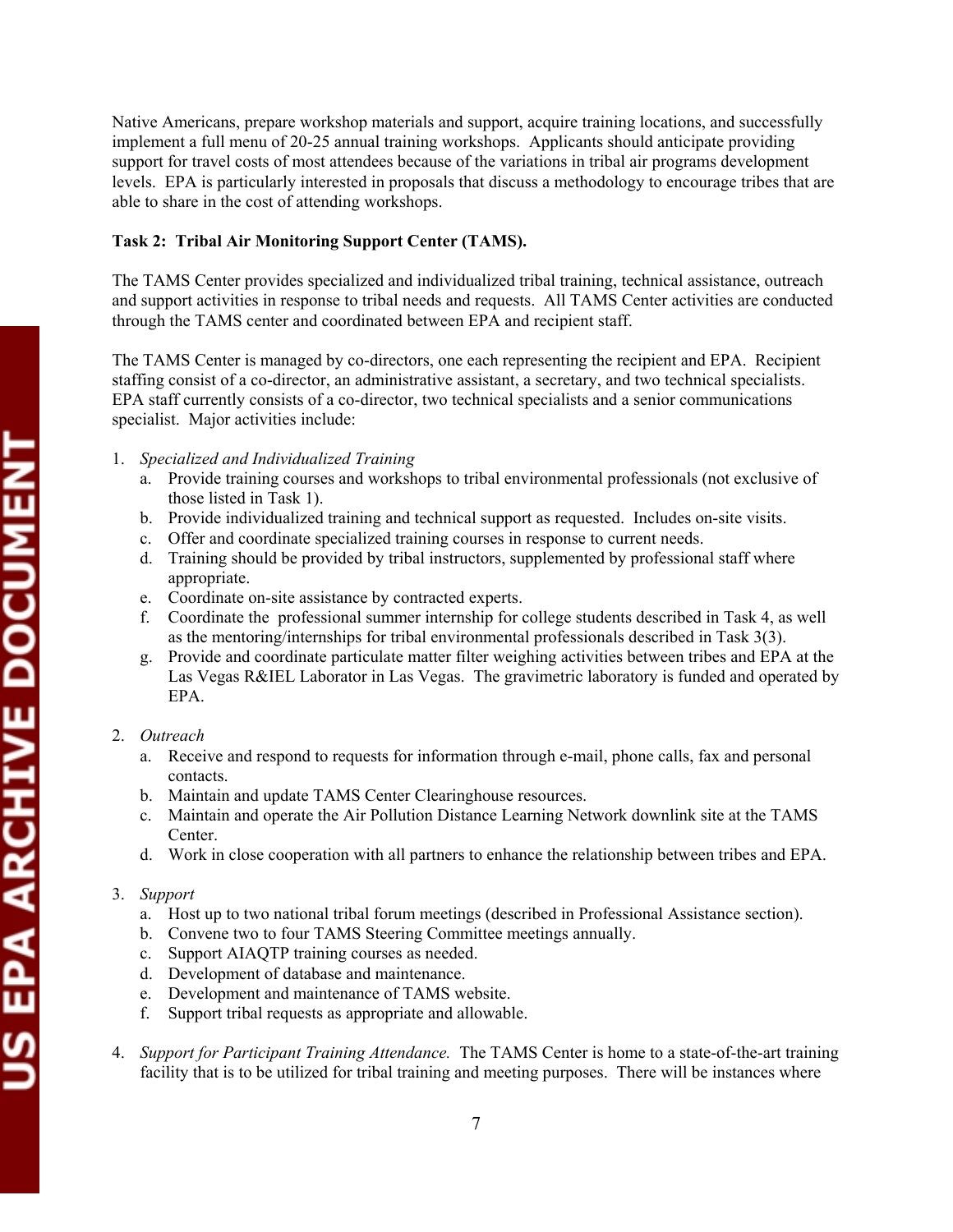Native Americans, prepare workshop materials and support, acquire training locations, and successfully implement a full menu of 20-25 annual training workshops. Applicants should anticipate providing support for travel costs of most attendees because of the variations in tribal air programs development levels. EPA is particularly interested in proposals that discuss a methodology to encourage tribes that are able to share in the cost of attending workshops.

**Task 2: Tribal Air Monitoring Support Center (TAMS).**

The TAMS Center provides specialized and individualized tribal training, technical assistance, outreach and support activities in response to tribal needs and requests. All TAMS Center activities are conducted through the TAMS center and coordinated between EPA and recipient staff.

The TAMS Center is managed by co-directors, one each representing the recipient and EPA. Recipient staffing consist of a co-director, an administrative assistant, a secretary, and two technical specialists. EPA staff currently consists of a co-director, two technical specialists and a senior communications specialist. Major activities include:

1. *Specialized and Individualized Training*
   a. Provide training courses and workshops to tribal environmental professionals (not exclusive of those listed in Task 1).
   b. Provide individualized training and technical support as requested. Includes on-site visits.
   c. Offer and coordinate specialized training courses in response to current needs.
   d. Training should be provided by tribal instructors, supplemented by professional staff where appropriate.
   e. Coordinate on-site assistance by contracted experts.
   f. Coordinate the professional summer internship for college students described in Task 4, as well as the mentoring/internships for tribal environmental professionals described in Task 3(3).
   g. Provide and coordinate particulate matter filter weighing activities between tribes and EPA at the Las Vegas R&IEL Laboratory in Las Vegas. The gravimetric laboratory is funded and operated by EPA.

2. *Outreach*
   a. Receive and respond to requests for information through e-mail, phone calls, fax and personal contacts.
   b. Maintain and update TAMS Center Clearinghouse resources.
   c. Maintain and operate the Air Pollution Distance Learning Network downlink site at the TAMS Center.
   d. Work in close cooperation with all partners to enhance the relationship between tribes and EPA.

3. *Support*
   a. Host up to two national tribal forum meetings (described in Professional Assistance section).
   b. Convene two to four TAMS Steering Committee meetings annually.
   c. Support AIAQTP training courses as needed.
   d. Development of database and maintenance.
   e. Development and maintenance of TAMS website.
   f. Support tribal requests as appropriate and allowable.

4. *Support for Participant Training Attendance.* The TAMS Center is home to a state-of-the-art training facility that is to be utilized for tribal training and meeting purposes. There will be instances where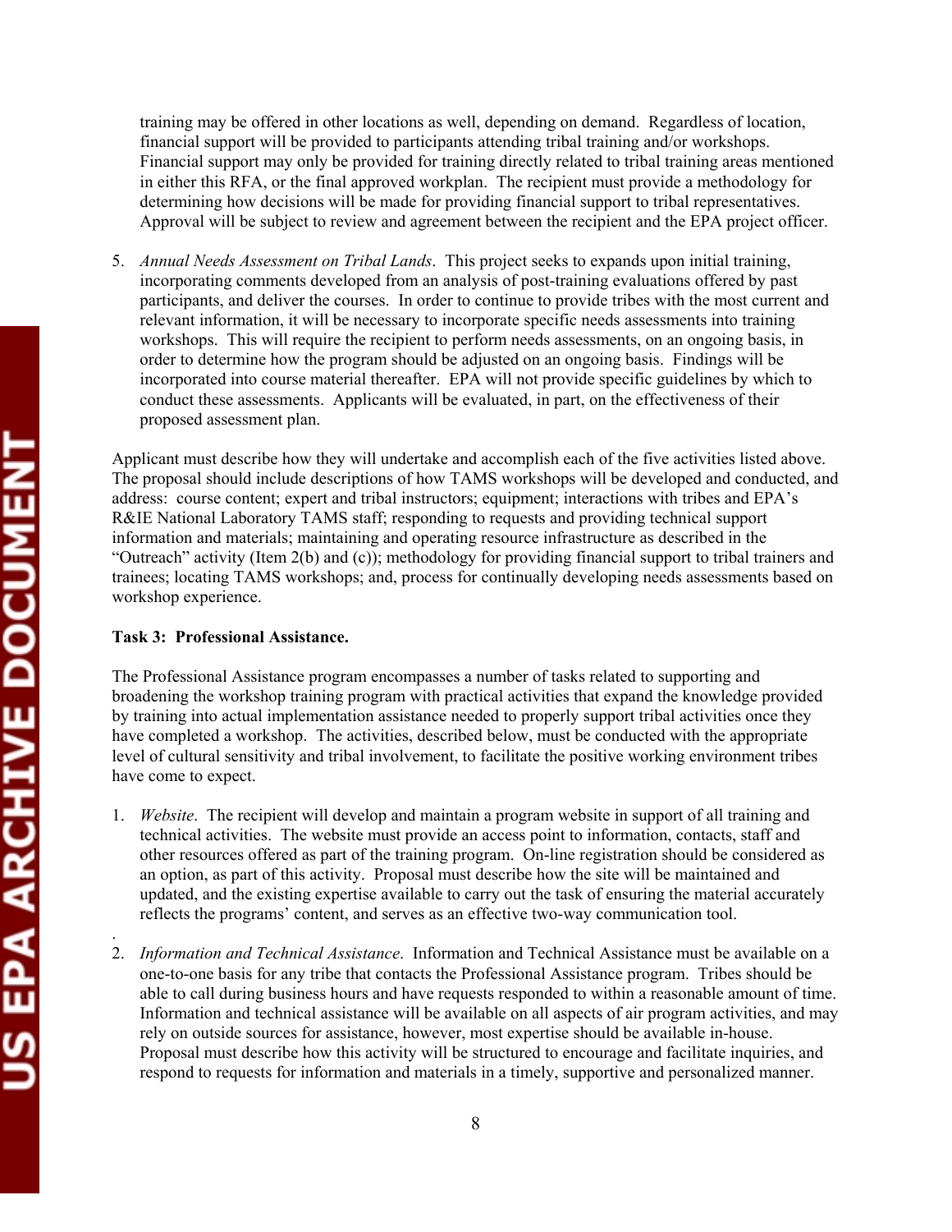training may be offered in other locations as well, depending on demand. Regardless of location, financial support will be provided to participants attending tribal training and/or workshops. Financial support may only be provided for training directly related to tribal training areas mentioned in either this RFA, or the final approved workplan. The recipient must provide a methodology for determining how decisions will be made for providing financial support to tribal representatives. Approval will be subject to review and agreement between the recipient and the EPA project officer.

5. *Annual Needs Assessment on Tribal Lands*. This project seeks to expands upon initial training, incorporating comments developed from an analysis of post-training evaluations offered by past participants, and deliver the courses. In order to continue to provide tribes with the most current and relevant information, it will be necessary to incorporate specific needs assessments into training workshops. This will require the recipient to perform needs assessments, on an ongoing basis, in order to determine how the program should be adjusted on an ongoing basis. Findings will be incorporated into course material thereafter. EPA will not provide specific guidelines by which to conduct these assessments. Applicants will be evaluated, in part, on the effectiveness of their proposed assessment plan.

Applicant must describe how they will undertake and accomplish each of the five activities listed above. The proposal should include descriptions of how TAMS workshops will be developed and conducted, and address: course content; expert and tribal instructors; equipment; interactions with tribes and EPA's R&IE National Laboratory TAMS staff; responding to requests and providing technical support information and materials; maintaining and operating resource infrastructure as described in the "Outreach" activity (Item 2(b) and (c)); methodology for providing financial support to tribal trainers and trainees; locating TAMS workshops; and, process for continually developing needs assessments based on workshop experience.

**Task 3: Professional Assistance.**

The Professional Assistance program encompasses a number of tasks related to supporting and broadening the workshop training program with practical activities that expand the knowledge provided by training into actual implementation assistance needed to properly support tribal activities once they have completed a workshop. The activities, described below, must be conducted with the appropriate level of cultural sensitivity and tribal involvement, to facilitate the positive working environment tribes have come to expect.

1. *Website*. The recipient will develop and maintain a program website in support of all training and technical activities. The website must provide an access point to information, contacts, staff and other resources offered as part of the training program. On-line registration should be considered as an option, as part of this activity. Proposal must describe how the site will be maintained and updated, and the existing expertise available to carry out the task of ensuring the material accurately reflects the programs' content, and serves as an effective two-way communication tool.

2. *Information and Technical Assistance*. Information and Technical Assistance must be available on a one-to-one basis for any tribe that contacts the Professional Assistance program. Tribes should be able to call during business hours and have requests responded to within a reasonable amount of time. Information and technical assistance will be available on all aspects of air program activities, and may rely on outside sources for assistance, however, most expertise should be available in-house. Proposal must describe how this activity will be structured to encourage and facilitate inquiries, and respond to requests for information and materials in a timely, supportive and personalized manner.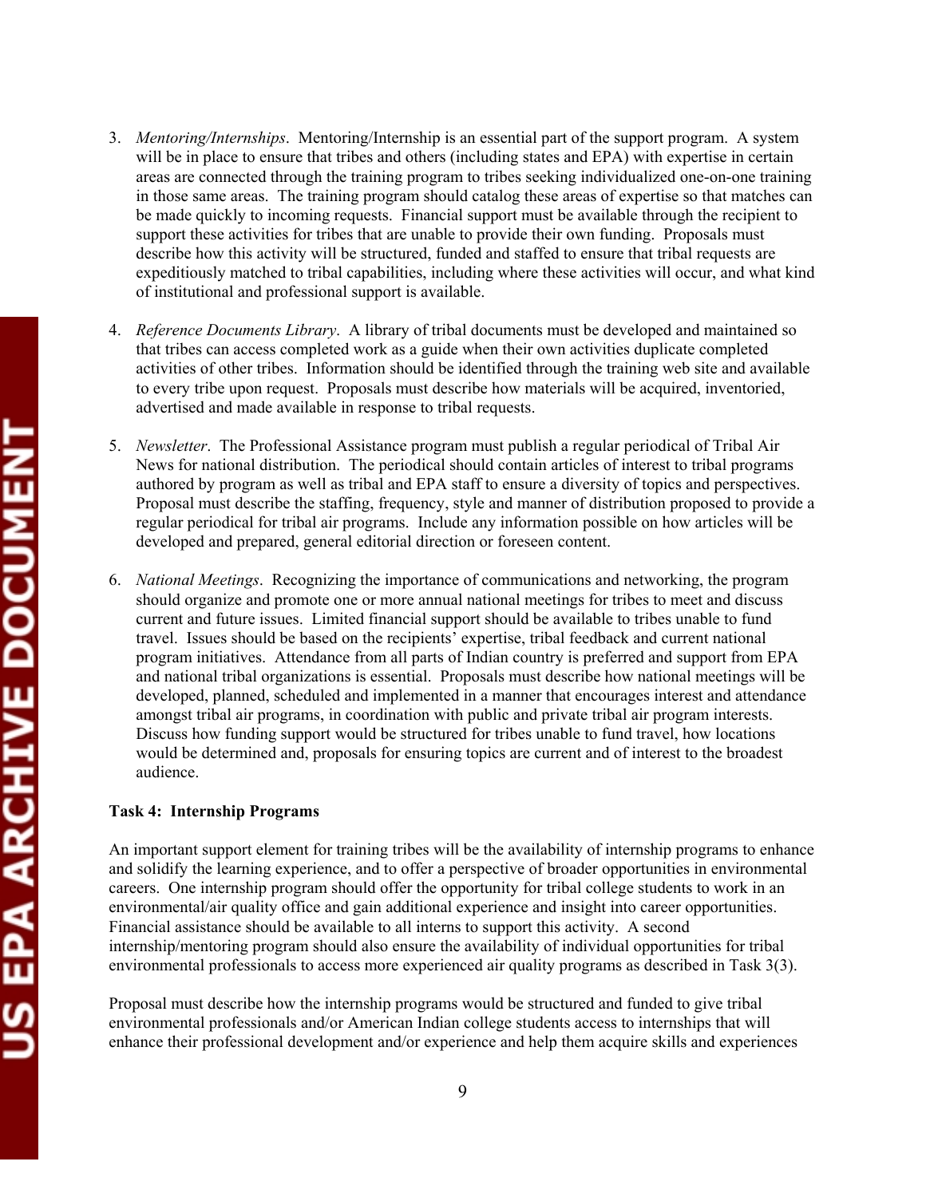3. *Mentoring/Internships*. Mentoring/Internship is an essential part of the support program. A system will be in place to ensure that tribes and others (including states and EPA) with expertise in certain areas are connected through the training program to tribes seeking individualized one-on-one training in those same areas. The training program should catalog these areas of expertise so that matches can be made quickly to incoming requests. Financial support must be available through the recipient to support these activities for tribes that are unable to provide their own funding. Proposals must describe how this activity will be structured, funded and staffed to ensure that tribal requests are expeditiously matched to tribal capabilities, including where these activities will occur, and what kind of institutional and professional support is available.

4. *Reference Documents Library*. A library of tribal documents must be developed and maintained so that tribes can access completed work as a guide when their own activities duplicate completed activities of other tribes. Information should be identified through the training web site and available to every tribe upon request. Proposals must describe how materials will be acquired, inventoried, advertised and made available in response to tribal requests.

5. *Newsletter*. The Professional Assistance program must publish a regular periodical of Tribal Air News for national distribution. The periodical should contain articles of interest to tribal programs authored by program as well as tribal and EPA staff to ensure a diversity of topics and perspectives. Proposal must describe the staffing, frequency, style and manner of distribution proposed to provide a regular periodical for tribal air programs. Include any information possible on how articles will be developed and prepared, general editorial direction or foreseen content.

6. *National Meetings*. Recognizing the importance of communications and networking, the program should organize and promote one or more annual national meetings for tribes to meet and discuss current and future issues. Limited financial support should be available to tribes unable to fund travel. Issues should be based on the recipients' expertise, tribal feedback and current national program initiatives. Attendance from all parts of Indian country is preferred and support from EPA and national tribal organizations is essential. Proposals must describe how national meetings will be developed, planned, scheduled and implemented in a manner that encourages interest and attendance amongst tribal air programs, in coordination with public and private tribal air program interests. Discuss how funding support would be structured for tribes unable to fund travel, how locations would be determined and, proposals for ensuring topics are current and of interest to the broadest audience.

**Task 4: Internship Programs**

An important support element for training tribes will be the availability of internship programs to enhance and solidify the learning experience, and to offer a perspective of broader opportunities in environmental careers. One internship program should offer the opportunity for tribal college students to work in an environmental/air quality office and gain additional experience and insight into career opportunities. Financial assistance should be available to all interns to support this activity. A second internship/mentoring program should also ensure the availability of individual opportunities for tribal environmental professionals to access more experienced air quality programs as described in Task 3(3).

Proposal must describe how the internship programs would be structured and funded to give tribal environmental professionals and/or American Indian college students access to internships that will enhance their professional development and/or experience and help them acquire skills and experiences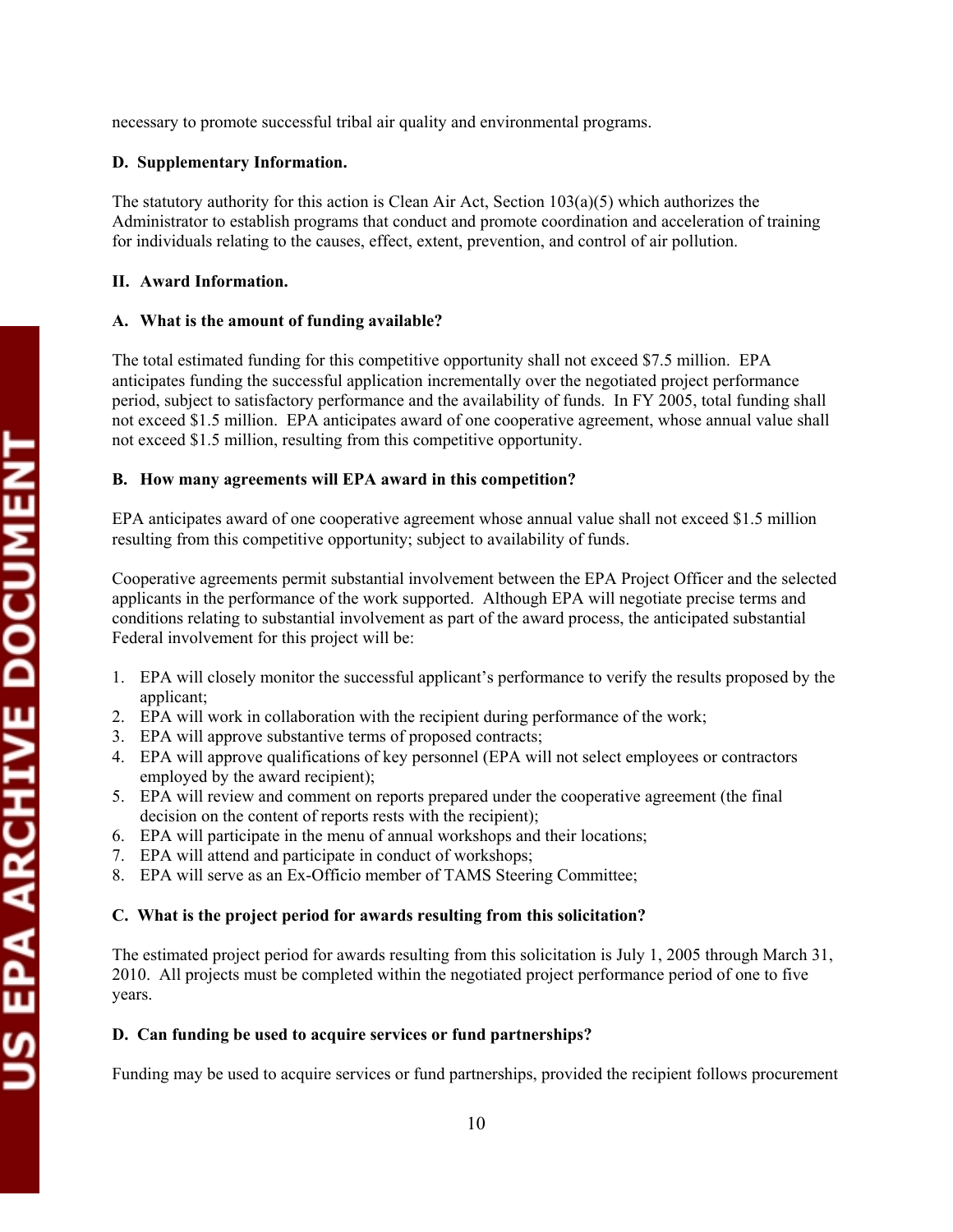necessary to promote successful tribal air quality and environmental programs.

**D. Supplementary Information.**

The statutory authority for this action is Clean Air Act, Section 103(a)(5) which authorizes the Administrator to establish programs that conduct and promote coordination and acceleration of training for individuals relating to the causes, effect, extent, prevention, and control of air pollution.

## II. Award Information.

**A. What is the amount of funding available?**

The total estimated funding for this competitive opportunity shall not exceed $7.5 million. EPA anticipates funding the successful application incrementally over the negotiated project performance period, subject to satisfactory performance and the availability of funds. In FY 2005, total funding shall not exceed $1.5 million. EPA anticipates award of one cooperative agreement, whose annual value shall not exceed $1.5 million, resulting from this competitive opportunity.

**B. How many agreements will EPA award in this competition?**

EPA anticipates award of one cooperative agreement whose annual value shall not exceed $1.5 million resulting from this competitive opportunity; subject to availability of funds.

Cooperative agreements permit substantial involvement between the EPA Project Officer and the selected applicants in the performance of the work supported. Although EPA will negotiate precise terms and conditions relating to substantial involvement as part of the award process, the anticipated substantial Federal involvement for this project will be:

1. EPA will closely monitor the successful applicant's performance to verify the results proposed by the applicant;
2. EPA will work in collaboration with the recipient during performance of the work;
3. EPA will approve substantive terms of proposed contracts;
4. EPA will approve qualifications of key personnel (EPA will not select employees or contractors employed by the award recipient);
5. EPA will review and comment on reports prepared under the cooperative agreement (the final decision on the content of reports rests with the recipient);
6. EPA will participate in the menu of annual workshops and their locations;
7. EPA will attend and participate in conduct of workshops;
8. EPA will serve as an Ex-Officio member of TAMS Steering Committee;

**C. What is the project period for awards resulting from this solicitation?**

The estimated project period for awards resulting from this solicitation is July 1, 2005 through March 31, 2010. All projects must be completed within the negotiated project performance period of one to five years.

**D. Can funding be used to acquire services or fund partnerships?**

Funding may be used to acquire services or fund partnerships, provided the recipient follows procurement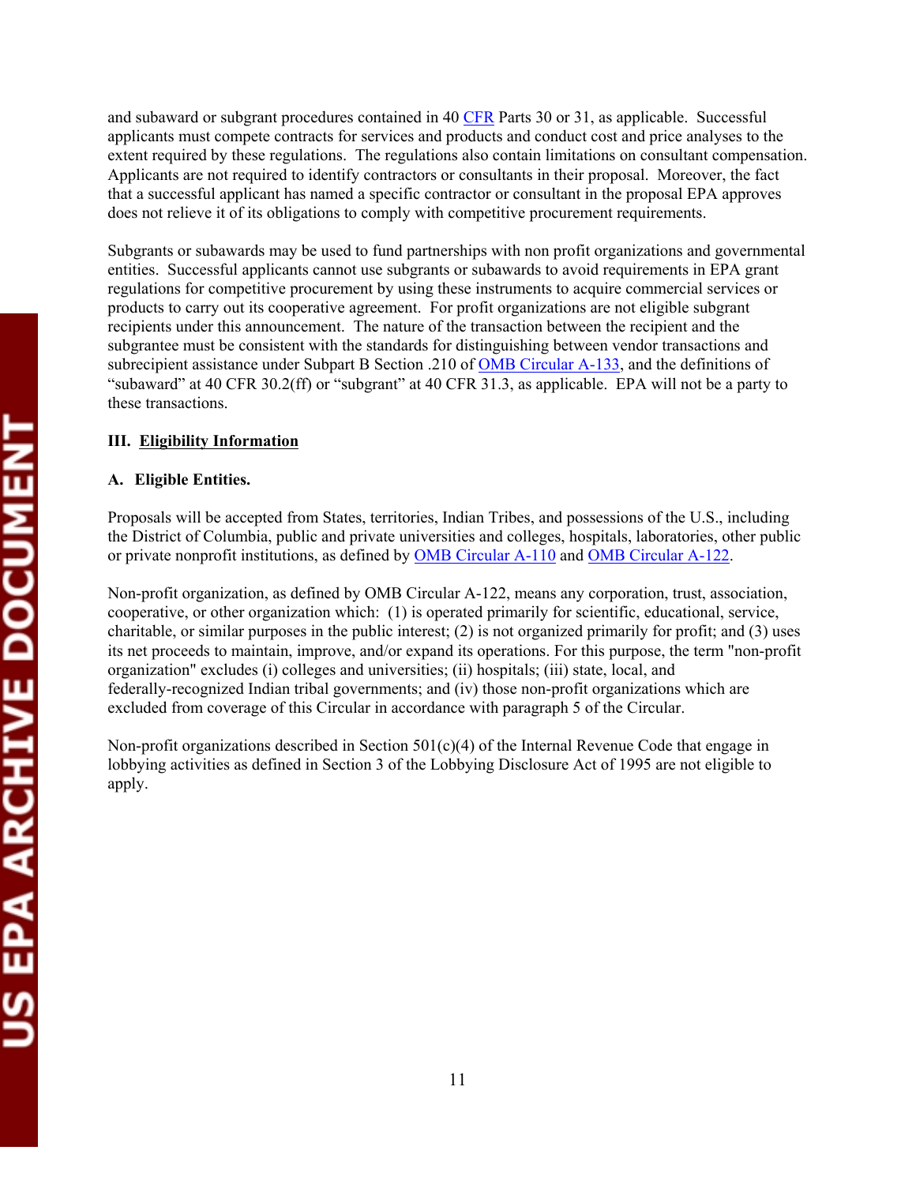and subaward or subgrant procedures contained in 40 CFR Parts 30 or 31, as applicable. Successful applicants must compete contracts for services and products and conduct cost and price analyses to the extent required by these regulations. The regulations also contain limitations on consultant compensation. Applicants are not required to identify contractors or consultants in their proposal. Moreover, the fact that a successful applicant has named a specific contractor or consultant in the proposal EPA approves does not relieve it of its obligations to comply with competitive procurement requirements.

Subgrants or subawards may be used to fund partnerships with non profit organizations and governmental entities. Successful applicants cannot use subgrants or subawards to avoid requirements in EPA grant regulations for competitive procurement by using these instruments to acquire commercial services or products to carry out its cooperative agreement. For profit organizations are not eligible subgrant recipients under this announcement. The nature of the transaction between the recipient and the subgrantee must be consistent with the standards for distinguishing between vendor transactions and subrecipient assistance under Subpart B Section .210 of OMB Circular A-133, and the definitions of "subaward" at 40 CFR 30.2(ff) or "subgrant" at 40 CFR 31.3, as applicable. EPA will not be a party to these transactions.

## III. Eligibility Information

### A. Eligible Entities.

Proposals will be accepted from States, territories, Indian Tribes, and possessions of the U.S., including the District of Columbia, public and private universities and colleges, hospitals, laboratories, other public or private nonprofit institutions, as defined by OMB Circular A-110 and OMB Circular A-122.

Non-profit organization, as defined by OMB Circular A-122, means any corporation, trust, association, cooperative, or other organization which: (1) is operated primarily for scientific, educational, service, charitable, or similar purposes in the public interest; (2) is not organized primarily for profit; and (3) uses its net proceeds to maintain, improve, and/or expand its operations. For this purpose, the term "non-profit organization" excludes (i) colleges and universities; (ii) hospitals; (iii) state, local, and federally-recognized Indian tribal governments; and (iv) those non-profit organizations which are excluded from coverage of this Circular in accordance with paragraph 5 of the Circular.

Non-profit organizations described in Section 501(c)(4) of the Internal Revenue Code that engage in lobbying activities as defined in Section 3 of the Lobbying Disclosure Act of 1995 are not eligible to apply.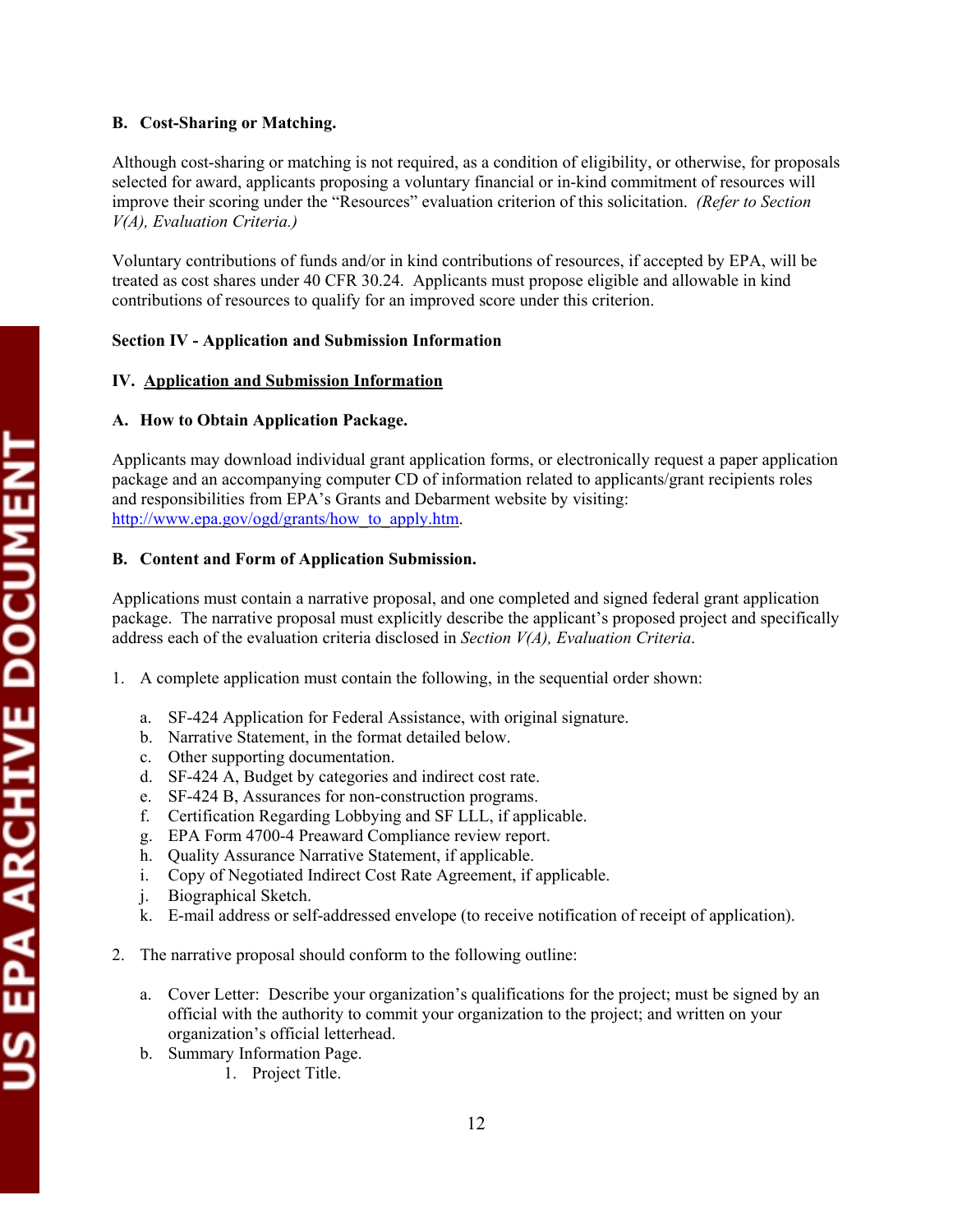**B. Cost-Sharing or Matching.**

Although cost-sharing or matching is not required, as a condition of eligibility, or otherwise, for proposals selected for award, applicants proposing a voluntary financial or in-kind commitment of resources will improve their scoring under the "Resources" evaluation criterion of this solicitation. *(Refer to Section V(A), Evaluation Criteria.)*

Voluntary contributions of funds and/or in kind contributions of resources, if accepted by EPA, will be treated as cost shares under 40 CFR 30.24. Applicants must propose eligible and allowable in kind contributions of resources to qualify for an improved score under this criterion.

**Section IV - Application and Submission Information**

## IV. Application and Submission Information

**A. How to Obtain Application Package.**

Applicants may download individual grant application forms, or electronically request a paper application package and an accompanying computer CD of information related to applicants/grant recipients roles and responsibilities from EPA's Grants and Debarment website by visiting: http://www.epa.gov/ogd/grants/how_to_apply.htm.

**B. Content and Form of Application Submission.**

Applications must contain a narrative proposal, and one completed and signed federal grant application package. The narrative proposal must explicitly describe the applicant's proposed project and specifically address each of the evaluation criteria disclosed in *Section V(A), Evaluation Criteria*.

1. A complete application must contain the following, in the sequential order shown:

   a. SF-424 Application for Federal Assistance, with original signature.
   b. Narrative Statement, in the format detailed below.
   c. Other supporting documentation.
   d. SF-424 A, Budget by categories and indirect cost rate.
   e. SF-424 B, Assurances for non-construction programs.
   f. Certification Regarding Lobbying and SF LLL, if applicable.
   g. EPA Form 4700-4 Preaward Compliance review report.
   h. Quality Assurance Narrative Statement, if applicable.
   i. Copy of Negotiated Indirect Cost Rate Agreement, if applicable.
   j. Biographical Sketch.
   k. E-mail address or self-addressed envelope (to receive notification of receipt of application).

2. The narrative proposal should conform to the following outline:

   a. Cover Letter: Describe your organization's qualifications for the project; must be signed by an official with the authority to commit your organization to the project; and written on your organization's official letterhead.
   b. Summary Information Page.
      1. Project Title.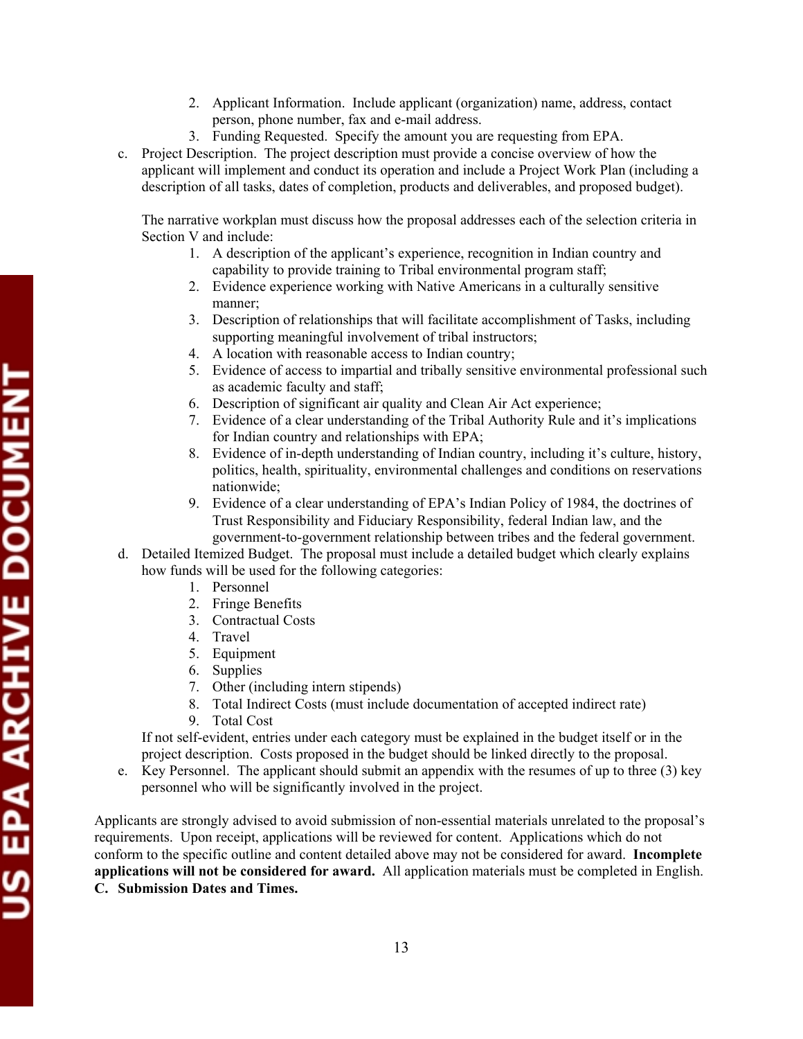2. Applicant Information. Include applicant (organization) name, address, contact person, phone number, fax and e-mail address.
3. Funding Requested. Specify the amount you are requesting from EPA.

c. Project Description. The project description must provide a concise overview of how the applicant will implement and conduct its operation and include a Project Work Plan (including a description of all tasks, dates of completion, products and deliverables, and proposed budget).

   The narrative workplan must discuss how the proposal addresses each of the selection criteria in Section V and include:

   1. A description of the applicant's experience, recognition in Indian country and capability to provide training to Tribal environmental program staff;
   2. Evidence experience working with Native Americans in a culturally sensitive manner;
   3. Description of relationships that will facilitate accomplishment of Tasks, including supporting meaningful involvement of tribal instructors;
   4. A location with reasonable access to Indian country;
   5. Evidence of access to impartial and tribally sensitive environmental professional such as academic faculty and staff;
   6. Description of significant air quality and Clean Air Act experience;
   7. Evidence of a clear understanding of the Tribal Authority Rule and it's implications for Indian country and relationships with EPA;
   8. Evidence of in-depth understanding of Indian country, including it's culture, history, politics, health, spirituality, environmental challenges and conditions on reservations nationwide;
   9. Evidence of a clear understanding of EPA's Indian Policy of 1984, the doctrines of Trust Responsibility and Fiduciary Responsibility, federal Indian law, and the government-to-government relationship between tribes and the federal government.

d. Detailed Itemized Budget. The proposal must include a detailed budget which clearly explains how funds will be used for the following categories:

   1. Personnel
   2. Fringe Benefits
   3. Contractual Costs
   4. Travel
   5. Equipment
   6. Supplies
   7. Other (including intern stipends)
   8. Total Indirect Costs (must include documentation of accepted indirect rate)
   9. Total Cost

   If not self-evident, entries under each category must be explained in the budget itself or in the project description. Costs proposed in the budget should be linked directly to the proposal.

e. Key Personnel. The applicant should submit an appendix with the resumes of up to three (3) key personnel who will be significantly involved in the project.

Applicants are strongly advised to avoid submission of non-essential materials unrelated to the proposal's requirements. Upon receipt, applications will be reviewed for content. Applications which do not conform to the specific outline and content detailed above may not be considered for award. **Incomplete applications will not be considered for award.** All application materials must be completed in English.

**C. Submission Dates and Times.**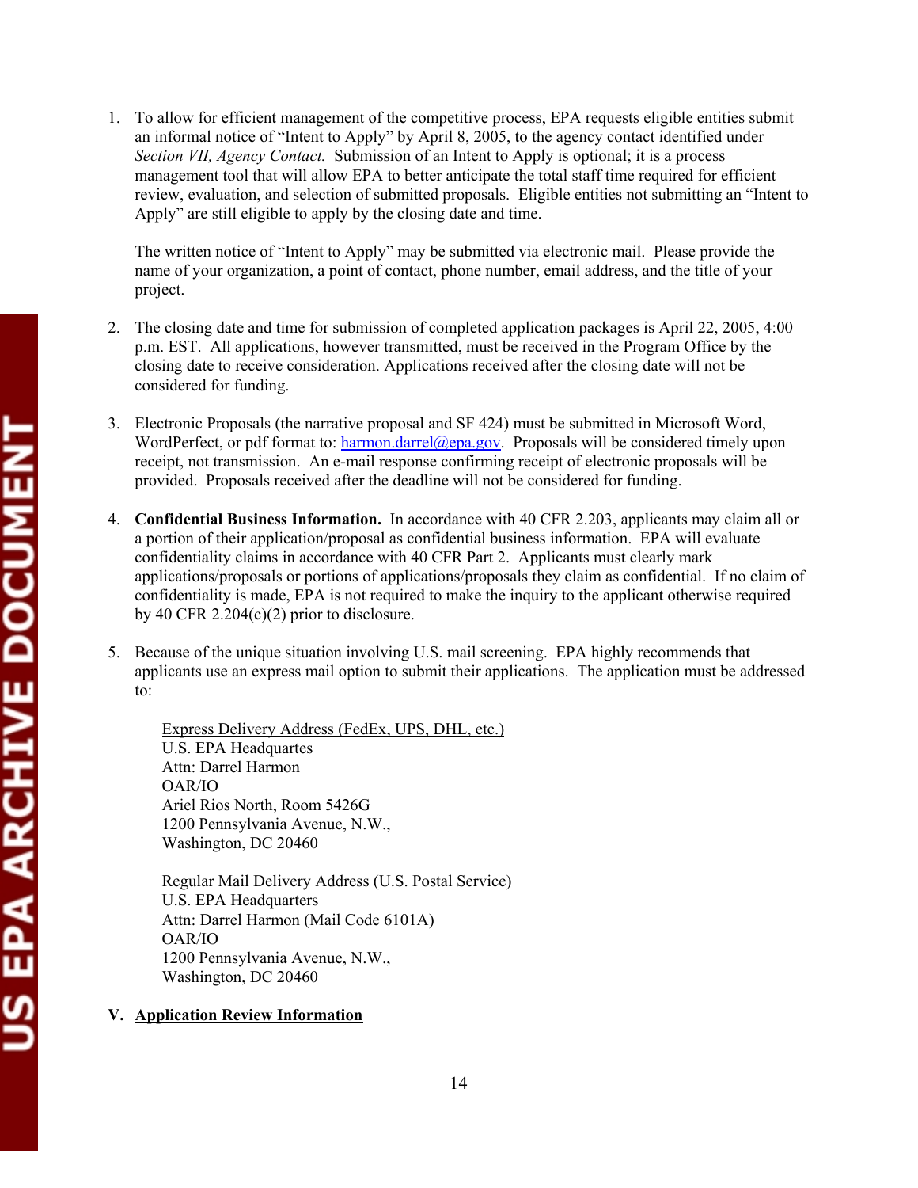1. To allow for efficient management of the competitive process, EPA requests eligible entities submit an informal notice of "Intent to Apply" by April 8, 2005, to the agency contact identified under *Section VII, Agency Contact.* Submission of an Intent to Apply is optional; it is a process management tool that will allow EPA to better anticipate the total staff time required for efficient review, evaluation, and selection of submitted proposals. Eligible entities not submitting an "Intent to Apply" are still eligible to apply by the closing date and time.

   The written notice of "Intent to Apply" may be submitted via electronic mail. Please provide the name of your organization, a point of contact, phone number, email address, and the title of your project.

2. The closing date and time for submission of completed application packages is April 22, 2005, 4:00 p.m. EST. All applications, however transmitted, must be received in the Program Office by the closing date to receive consideration. Applications received after the closing date will not be considered for funding.

3. Electronic Proposals (the narrative proposal and SF 424) must be submitted in Microsoft Word, WordPerfect, or pdf format to: harmon.darrel@epa.gov. Proposals will be considered timely upon receipt, not transmission. An e-mail response confirming receipt of electronic proposals will be provided. Proposals received after the deadline will not be considered for funding.

4. **Confidential Business Information.** In accordance with 40 CFR 2.203, applicants may claim all or a portion of their application/proposal as confidential business information. EPA will evaluate confidentiality claims in accordance with 40 CFR Part 2. Applicants must clearly mark applications/proposals or portions of applications/proposals they claim as confidential. If no claim of confidentiality is made, EPA is not required to make the inquiry to the applicant otherwise required by 40 CFR 2.204(c)(2) prior to disclosure.

5. Because of the unique situation involving U.S. mail screening. EPA highly recommends that applicants use an express mail option to submit their applications. The application must be addressed to:

   Express Delivery Address (FedEx, UPS, DHL, etc.)
   U.S. EPA Headquartes
   Attn: Darrel Harmon
   OAR/IO
   Ariel Rios North, Room 5426G
   1200 Pennsylvania Avenue, N.W.,
   Washington, DC 20460

   Regular Mail Delivery Address (U.S. Postal Service)
   U.S. EPA Headquarters
   Attn: Darrel Harmon (Mail Code 6101A)
   OAR/IO
   1200 Pennsylvania Avenue, N.W.,
   Washington, DC 20460

## V. Application Review Information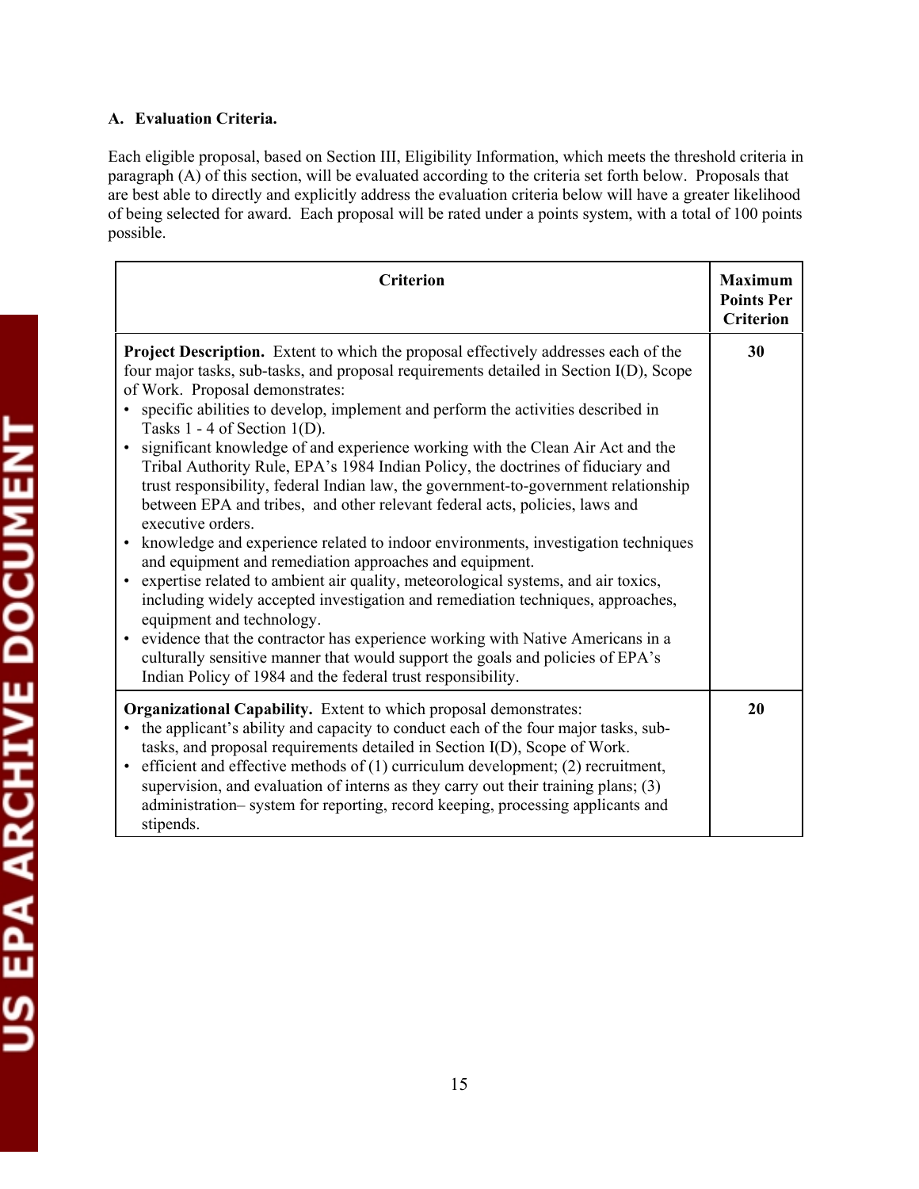**A. Evaluation Criteria.**

Each eligible proposal, based on Section III, Eligibility Information, which meets the threshold criteria in paragraph (A) of this section, will be evaluated according to the criteria set forth below. Proposals that are best able to directly and explicitly address the evaluation criteria below will have a greater likelihood of being selected for award. Each proposal will be rated under a points system, with a total of 100 points possible.

| Criterion | Maximum Points Per Criterion |
|---|---|
| **Project Description.** Extent to which the proposal effectively addresses each of the four major tasks, sub-tasks, and proposal requirements detailed in Section I(D), Scope of Work. Proposal demonstrates:<br>• specific abilities to develop, implement and perform the activities described in Tasks 1 - 4 of Section 1(D).<br>• significant knowledge of and experience working with the Clean Air Act and the Tribal Authority Rule, EPA's 1984 Indian Policy, the doctrines of fiduciary and trust responsibility, federal Indian law, the government-to-government relationship between EPA and tribes, and other relevant federal acts, policies, laws and executive orders.<br>• knowledge and experience related to indoor environments, investigation techniques and equipment and remediation approaches and equipment.<br>• expertise related to ambient air quality, meteorological systems, and air toxics, including widely accepted investigation and remediation techniques, approaches, equipment and technology.<br>• evidence that the contractor has experience working with Native Americans in a culturally sensitive manner that would support the goals and policies of EPA's Indian Policy of 1984 and the federal trust responsibility. | 30 |
| **Organizational Capability.** Extent to which proposal demonstrates:<br>• the applicant's ability and capacity to conduct each of the four major tasks, sub-tasks, and proposal requirements detailed in Section I(D), Scope of Work.<br>• efficient and effective methods of (1) curriculum development; (2) recruitment, supervision, and evaluation of interns as they carry out their training plans; (3) administration– system for reporting, record keeping, processing applicants and stipends. | 20 |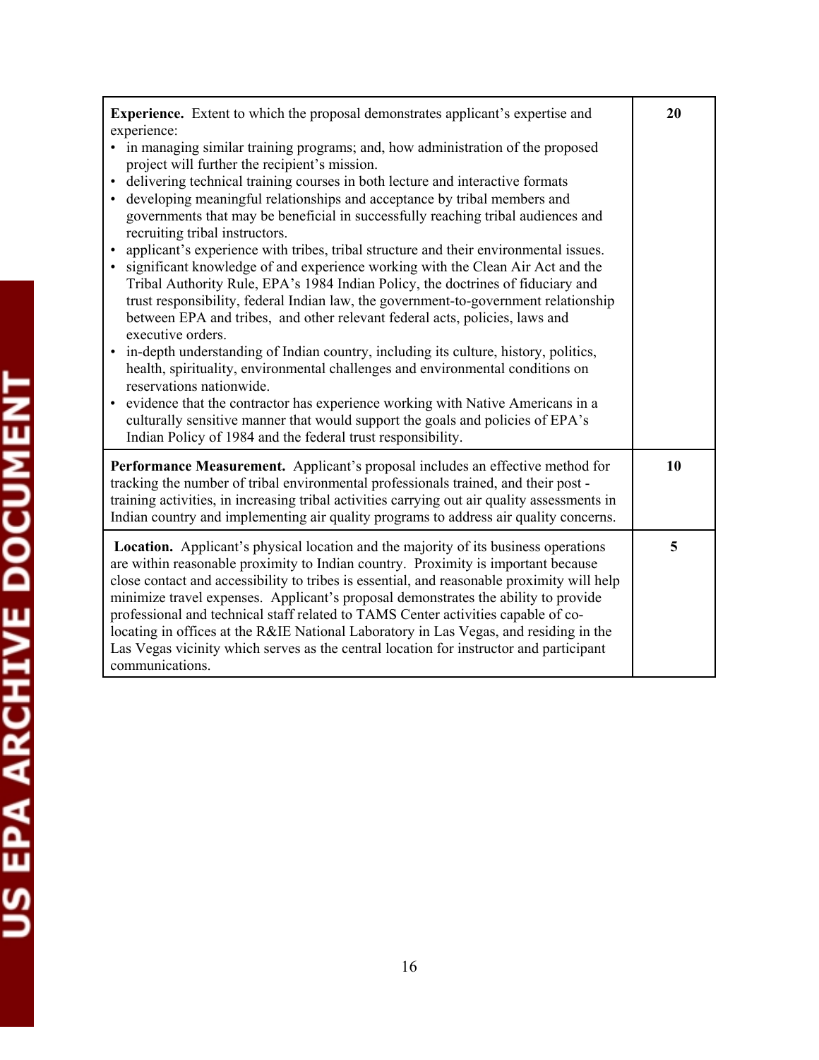| | |
|---|---|
| **Experience.** Extent to which the proposal demonstrates applicant's expertise and experience:<br>• in managing similar training programs; and, how administration of the proposed project will further the recipient's mission.<br>• delivering technical training courses in both lecture and interactive formats<br>• developing meaningful relationships and acceptance by tribal members and governments that may be beneficial in successfully reaching tribal audiences and recruiting tribal instructors.<br>• applicant's experience with tribes, tribal structure and their environmental issues.<br>• significant knowledge of and experience working with the Clean Air Act and the Tribal Authority Rule, EPA's 1984 Indian Policy, the doctrines of fiduciary and trust responsibility, federal Indian law, the government-to-government relationship between EPA and tribes, and other relevant federal acts, policies, laws and executive orders.<br>• in-depth understanding of Indian country, including its culture, history, politics, health, spirituality, environmental challenges and environmental conditions on reservations nationwide.<br>• evidence that the contractor has experience working with Native Americans in a culturally sensitive manner that would support the goals and policies of EPA's Indian Policy of 1984 and the federal trust responsibility. | **20** |
| **Performance Measurement.** Applicant's proposal includes an effective method for tracking the number of tribal environmental professionals trained, and their post - training activities, in increasing tribal activities carrying out air quality assessments in Indian country and implementing air quality programs to address air quality concerns. | **10** |
| **Location.** Applicant's physical location and the majority of its business operations are within reasonable proximity to Indian country. Proximity is important because close contact and accessibility to tribes is essential, and reasonable proximity will help minimize travel expenses. Applicant's proposal demonstrates the ability to provide professional and technical staff related to TAMS Center activities capable of co-locating in offices at the R&IE National Laboratory in Las Vegas, and residing in the Las Vegas vicinity which serves as the central location for instructor and participant communications. | **5** |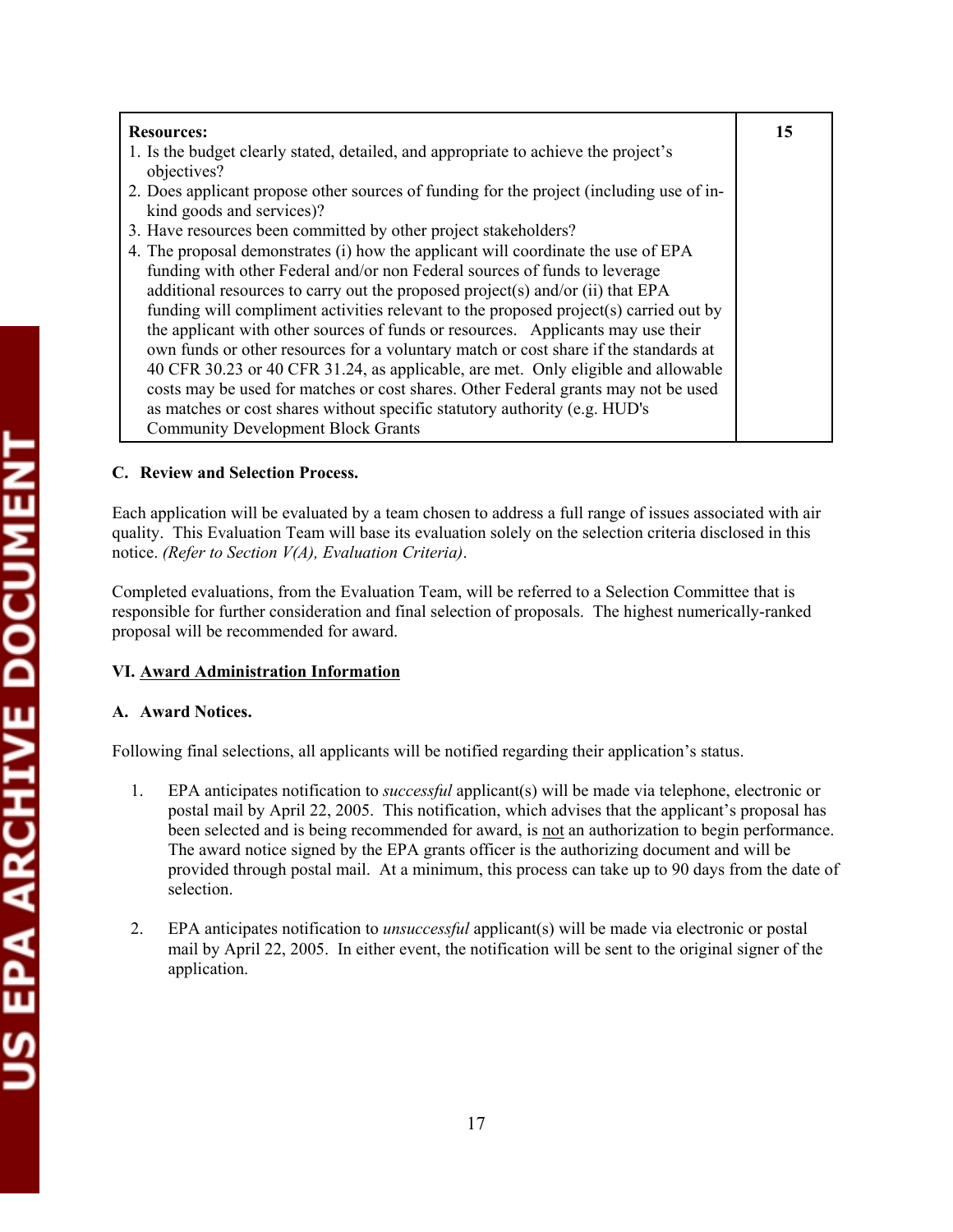| **Resources:**<br>1. Is the budget clearly stated, detailed, and appropriate to achieve the project's objectives?<br>2. Does applicant propose other sources of funding for the project (including use of in-kind goods and services)?<br>3. Have resources been committed by other project stakeholders?<br>4. The proposal demonstrates (i) how the applicant will coordinate the use of EPA funding with other Federal and/or non Federal sources of funds to leverage additional resources to carry out the proposed project(s) and/or (ii) that EPA funding will compliment activities relevant to the proposed project(s) carried out by the applicant with other sources of funds or resources. Applicants may use their own funds or other resources for a voluntary match or cost share if the standards at 40 CFR 30.23 or 40 CFR 31.24, as applicable, are met. Only eligible and allowable costs may be used for matches or cost shares. Other Federal grants may not be used as matches or cost shares without specific statutory authority (e.g. HUD's Community Development Block Grants | **15** |
|---|---|

**C. Review and Selection Process.**

Each application will be evaluated by a team chosen to address a full range of issues associated with air quality. This Evaluation Team will base its evaluation solely on the selection criteria disclosed in this notice. *(Refer to Section V(A), Evaluation Criteria)*.

Completed evaluations, from the Evaluation Team, will be referred to a Selection Committee that is responsible for further consideration and final selection of proposals. The highest numerically-ranked proposal will be recommended for award.

## VI. Award Administration Information

**A. Award Notices.**

Following final selections, all applicants will be notified regarding their application's status.

1. EPA anticipates notification to *successful* applicant(s) will be made via telephone, electronic or postal mail by April 22, 2005. This notification, which advises that the applicant's proposal has been selected and is being recommended for award, is not an authorization to begin performance. The award notice signed by the EPA grants officer is the authorizing document and will be provided through postal mail. At a minimum, this process can take up to 90 days from the date of selection.

2. EPA anticipates notification to *unsuccessful* applicant(s) will be made via electronic or postal mail by April 22, 2005. In either event, the notification will be sent to the original signer of the application.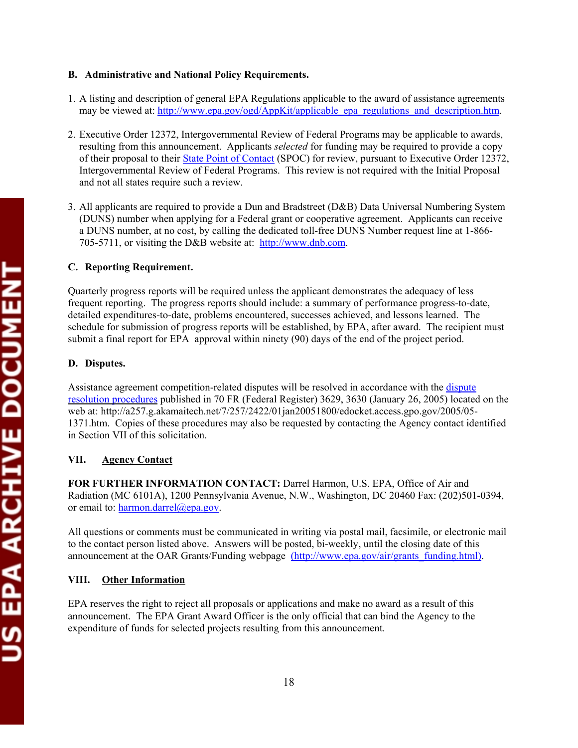## B. Administrative and National Policy Requirements.

1. A listing and description of general EPA Regulations applicable to the award of assistance agreements may be viewed at: http://www.epa.gov/ogd/AppKit/applicable_epa_regulations_and_description.htm.

2. Executive Order 12372, Intergovernmental Review of Federal Programs may be applicable to awards, resulting from this announcement. Applicants *selected* for funding may be required to provide a copy of their proposal to their State Point of Contact (SPOC) for review, pursuant to Executive Order 12372, Intergovernmental Review of Federal Programs. This review is not required with the Initial Proposal and not all states require such a review.

3. All applicants are required to provide a Dun and Bradstreet (D&B) Data Universal Numbering System (DUNS) number when applying for a Federal grant or cooperative agreement. Applicants can receive a DUNS number, at no cost, by calling the dedicated toll-free DUNS Number request line at 1-866-705-5711, or visiting the D&B website at: http://www.dnb.com.

## C. Reporting Requirement.

Quarterly progress reports will be required unless the applicant demonstrates the adequacy of less frequent reporting. The progress reports should include: a summary of performance progress-to-date, detailed expenditures-to-date, problems encountered, successes achieved, and lessons learned. The schedule for submission of progress reports will be established, by EPA, after award. The recipient must submit a final report for EPA approval within ninety (90) days of the end of the project period.

## D. Disputes.

Assistance agreement competition-related disputes will be resolved in accordance with the dispute resolution procedures published in 70 FR (Federal Register) 3629, 3630 (January 26, 2005) located on the web at: http://a257.g.akamaitech.net/7/257/2422/01jan20051800/edocket.access.gpo.gov/2005/05-1371.htm. Copies of these procedures may also be requested by contacting the Agency contact identified in Section VII of this solicitation.

# VII. Agency Contact

**FOR FURTHER INFORMATION CONTACT:** Darrel Harmon, U.S. EPA, Office of Air and Radiation (MC 6101A), 1200 Pennsylvania Avenue, N.W., Washington, DC 20460 Fax: (202)501-0394, or email to: harmon.darrel@epa.gov.

All questions or comments must be communicated in writing via postal mail, facsimile, or electronic mail to the contact person listed above. Answers will be posted, bi-weekly, until the closing date of this announcement at the OAR Grants/Funding webpage (http://www.epa.gov/air/grants_funding.html).

# VIII. Other Information

EPA reserves the right to reject all proposals or applications and make no award as a result of this announcement. The EPA Grant Award Officer is the only official that can bind the Agency to the expenditure of funds for selected projects resulting from this announcement.